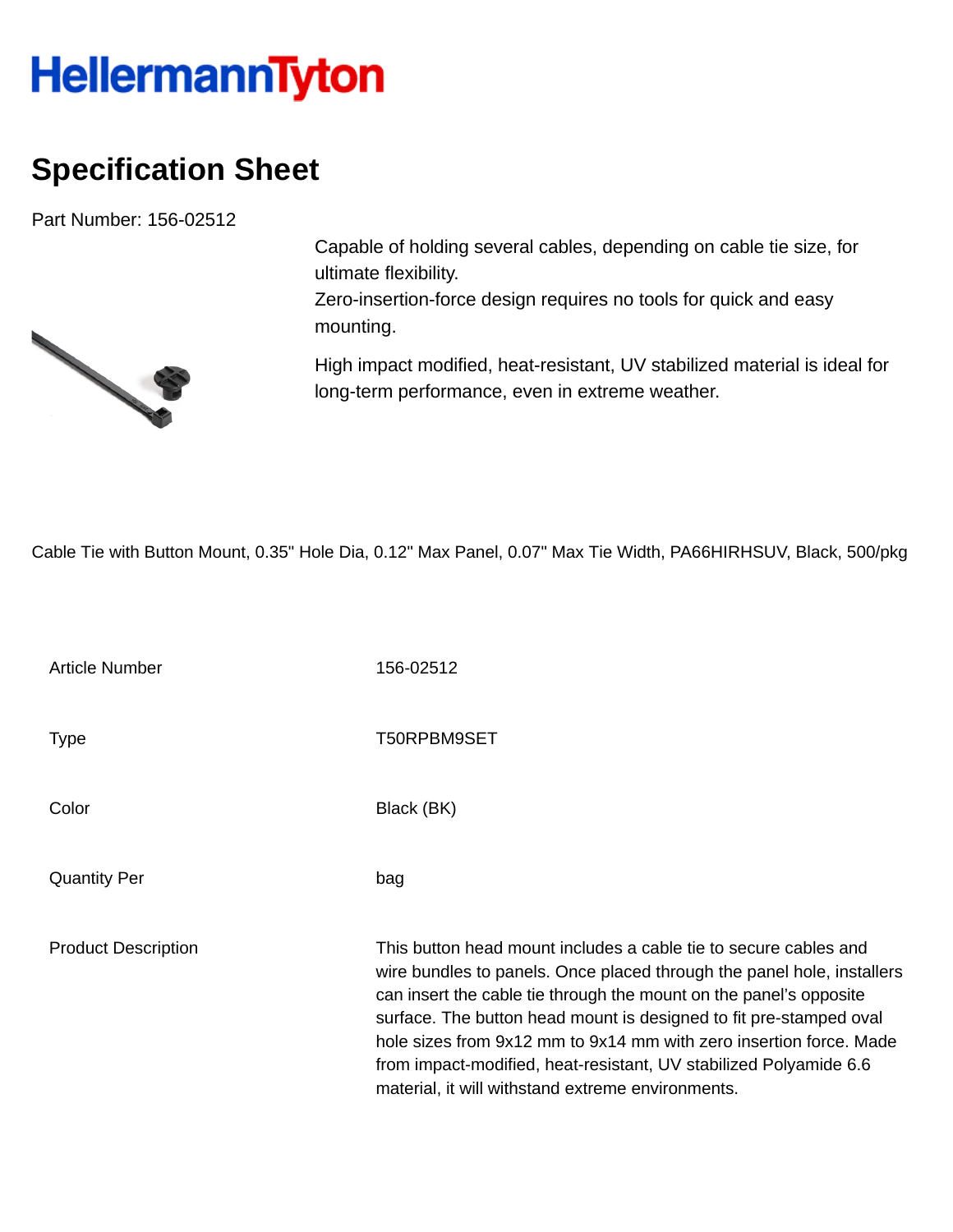# HellermannTyton

## Specification Sheet

Part Number: 156-02512

Capable of holding several cables, depending on cable tie size, for ultimate flexibility.
Zero-insertion-force design requires no tools for quick and easy mounting.

High impact modified, heat-resistant, UV stabilized material is ideal for long-term performance, even in extreme weather.

Cable Tie with Button Mount, 0.35" Hole Dia, 0.12" Max Panel, 0.07" Max Tie Width, PA66HIRHSUV, Black, 500/pkg

| | |
|---|---|
| Article Number | 156-02512 |
| Type | T50RPBM9SET |
| Color | Black (BK) |
| Quantity Per | bag |
| Product Description | This button head mount includes a cable tie to secure cables and wire bundles to panels. Once placed through the panel hole, installers can insert the cable tie through the mount on the panel's opposite surface. The button head mount is designed to fit pre-stamped oval hole sizes from 9x12 mm to 9x14 mm with zero insertion force. Made from impact-modified, heat-resistant, UV stabilized Polyamide 6.6 material, it will withstand extreme environments. |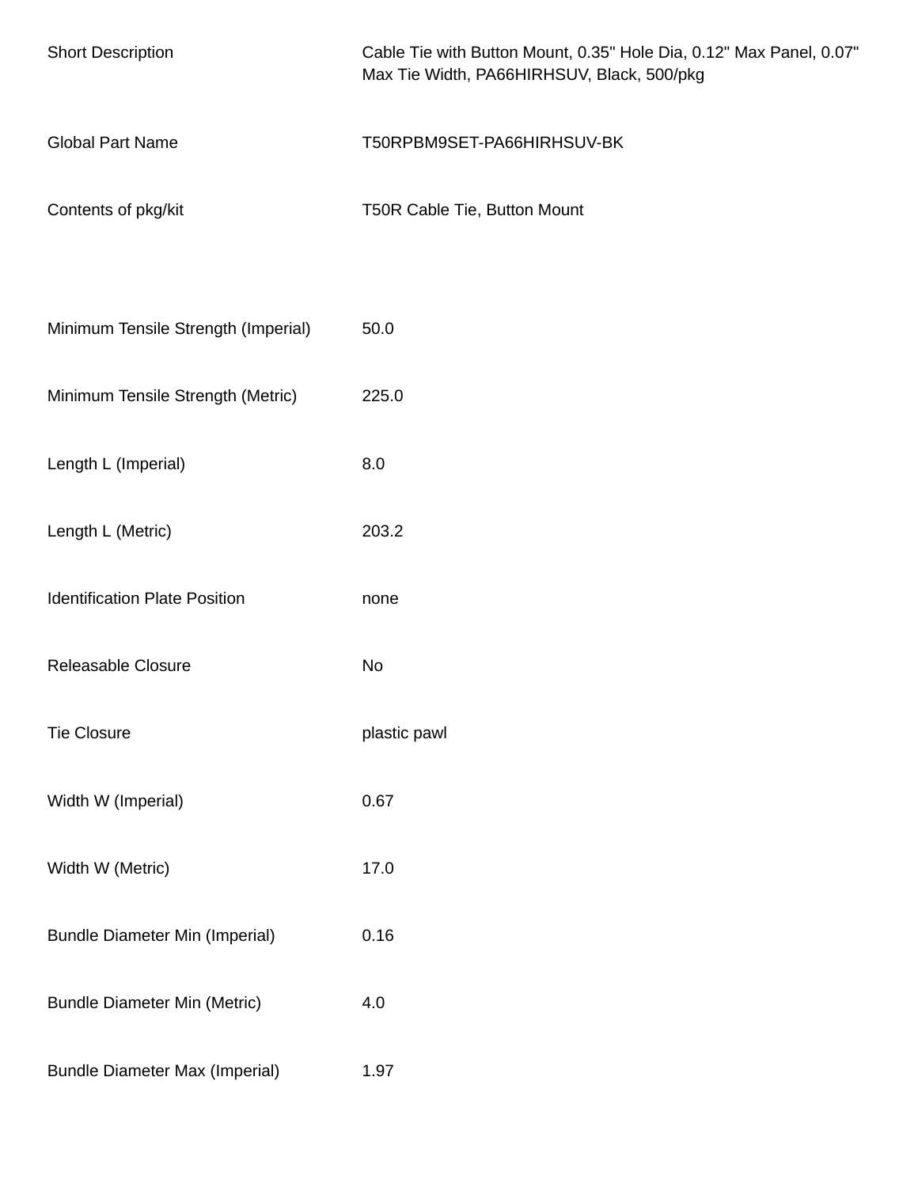| | |
|---|---|
| Short Description | Cable Tie with Button Mount, 0.35" Hole Dia, 0.12" Max Panel, 0.07" Max Tie Width, PA66HIRHSUV, Black, 500/pkg |
| Global Part Name | T50RPBM9SET-PA66HIRHSUV-BK |
| Contents of pkg/kit | T50R Cable Tie, Button Mount |
| Minimum Tensile Strength (Imperial) | 50.0 |
| Minimum Tensile Strength (Metric) | 225.0 |
| Length L (Imperial) | 8.0 |
| Length L (Metric) | 203.2 |
| Identification Plate Position | none |
| Releasable Closure | No |
| Tie Closure | plastic pawl |
| Width W (Imperial) | 0.67 |
| Width W (Metric) | 17.0 |
| Bundle Diameter Min (Imperial) | 0.16 |
| Bundle Diameter Min (Metric) | 4.0 |
| Bundle Diameter Max (Imperial) | 1.97 |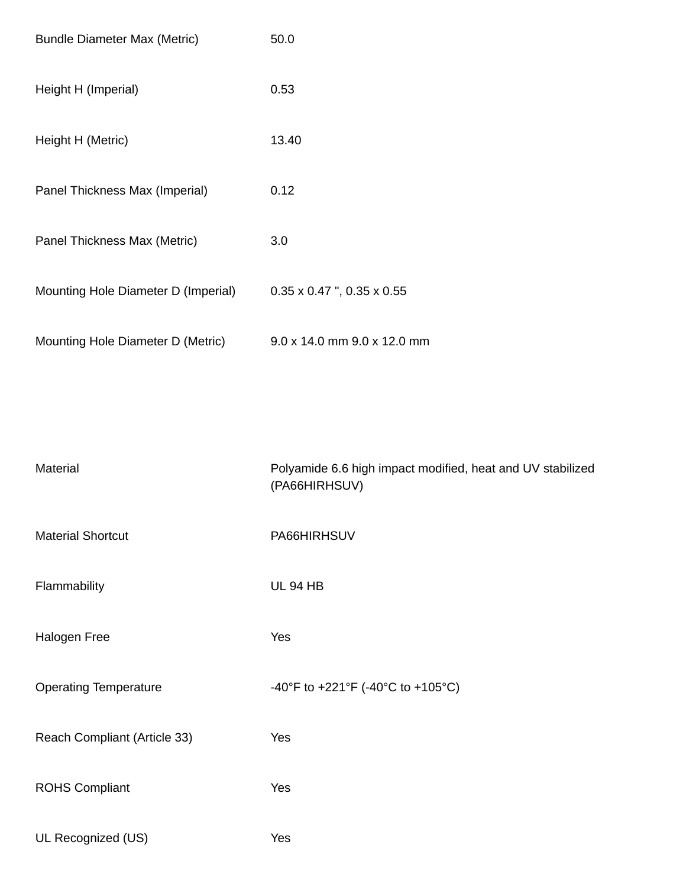| | |
|---|---|
| Bundle Diameter Max (Metric) | 50.0 |
| Height H (Imperial) | 0.53 |
| Height H (Metric) | 13.40 |
| Panel Thickness Max (Imperial) | 0.12 |
| Panel Thickness Max (Metric) | 3.0 |
| Mounting Hole Diameter D (Imperial) | 0.35 x 0.47 ", 0.35 x 0.55 |
| Mounting Hole Diameter D (Metric) | 9.0 x 14.0 mm 9.0 x 12.0 mm |

| | |
|---|---|
| Material | Polyamide 6.6 high impact modified, heat and UV stabilized (PA66HIRHSUV) |
| Material Shortcut | PA66HIRHSUV |
| Flammability | UL 94 HB |
| Halogen Free | Yes |
| Operating Temperature | -40°F to +221°F (-40°C to +105°C) |
| Reach Compliant (Article 33) | Yes |
| ROHS Compliant | Yes |
| UL Recognized (US) | Yes |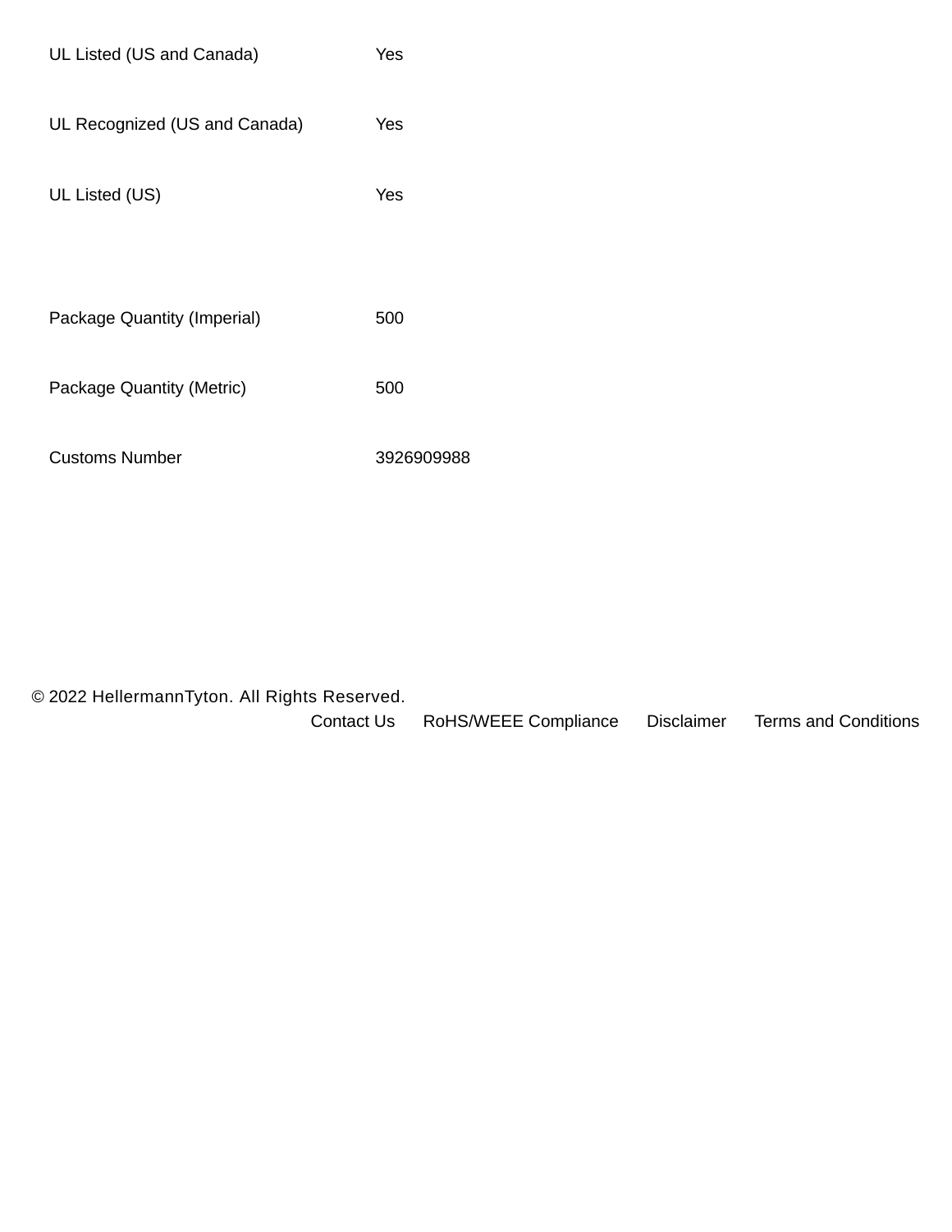| | |
|---|---|
| UL Listed (US and Canada) | Yes |
| UL Recognized (US and Canada) | Yes |
| UL Listed (US) | Yes |

| | |
|---|---|
| Package Quantity (Imperial) | 500 |
| Package Quantity (Metric) | 500 |
| Customs Number | 3926909988 |

© 2022 HellermannTyton. All Rights Reserved.

Contact Us RoHS/WEEE Compliance Disclaimer Terms and Conditions